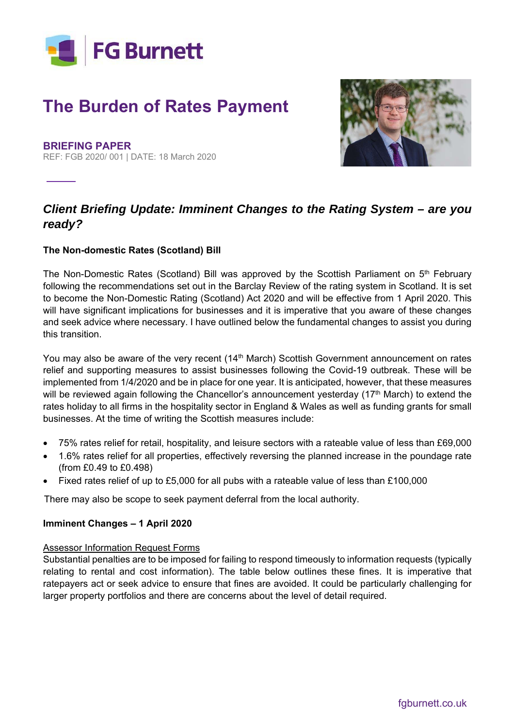FG Burnett

# The Burden of Rates Payment

**BRIEFING PAPER**
REF: FGB 2020/ 001 | DATE: 18 March 2020

## *Client Briefing Update: Imminent Changes to the Rating System – are you ready?*

**The Non-domestic Rates (Scotland) Bill**

The Non-Domestic Rates (Scotland) Bill was approved by the Scottish Parliament on 5th February following the recommendations set out in the Barclay Review of the rating system in Scotland. It is set to become the Non-Domestic Rating (Scotland) Act 2020 and will be effective from 1 April 2020. This will have significant implications for businesses and it is imperative that you aware of these changes and seek advice where necessary. I have outlined below the fundamental changes to assist you during this transition.

You may also be aware of the very recent (14th March) Scottish Government announcement on rates relief and supporting measures to assist businesses following the Covid-19 outbreak. These will be implemented from 1/4/2020 and be in place for one year. It is anticipated, however, that these measures will be reviewed again following the Chancellor's announcement yesterday (17th March) to extend the rates holiday to all firms in the hospitality sector in England & Wales as well as funding grants for small businesses. At the time of writing the Scottish measures include:

- 75% rates relief for retail, hospitality, and leisure sectors with a rateable value of less than £69,000
- 1.6% rates relief for all properties, effectively reversing the planned increase in the poundage rate (from £0.49 to £0.498)
- Fixed rates relief of up to £5,000 for all pubs with a rateable value of less than £100,000

There may also be scope to seek payment deferral from the local authority.

**Imminent Changes – 1 April 2020**

Assessor Information Request Forms

Substantial penalties are to be imposed for failing to respond timeously to information requests (typically relating to rental and cost information). The table below outlines these fines. It is imperative that ratepayers act or seek advice to ensure that fines are avoided. It could be particularly challenging for larger property portfolios and there are concerns about the level of detail required.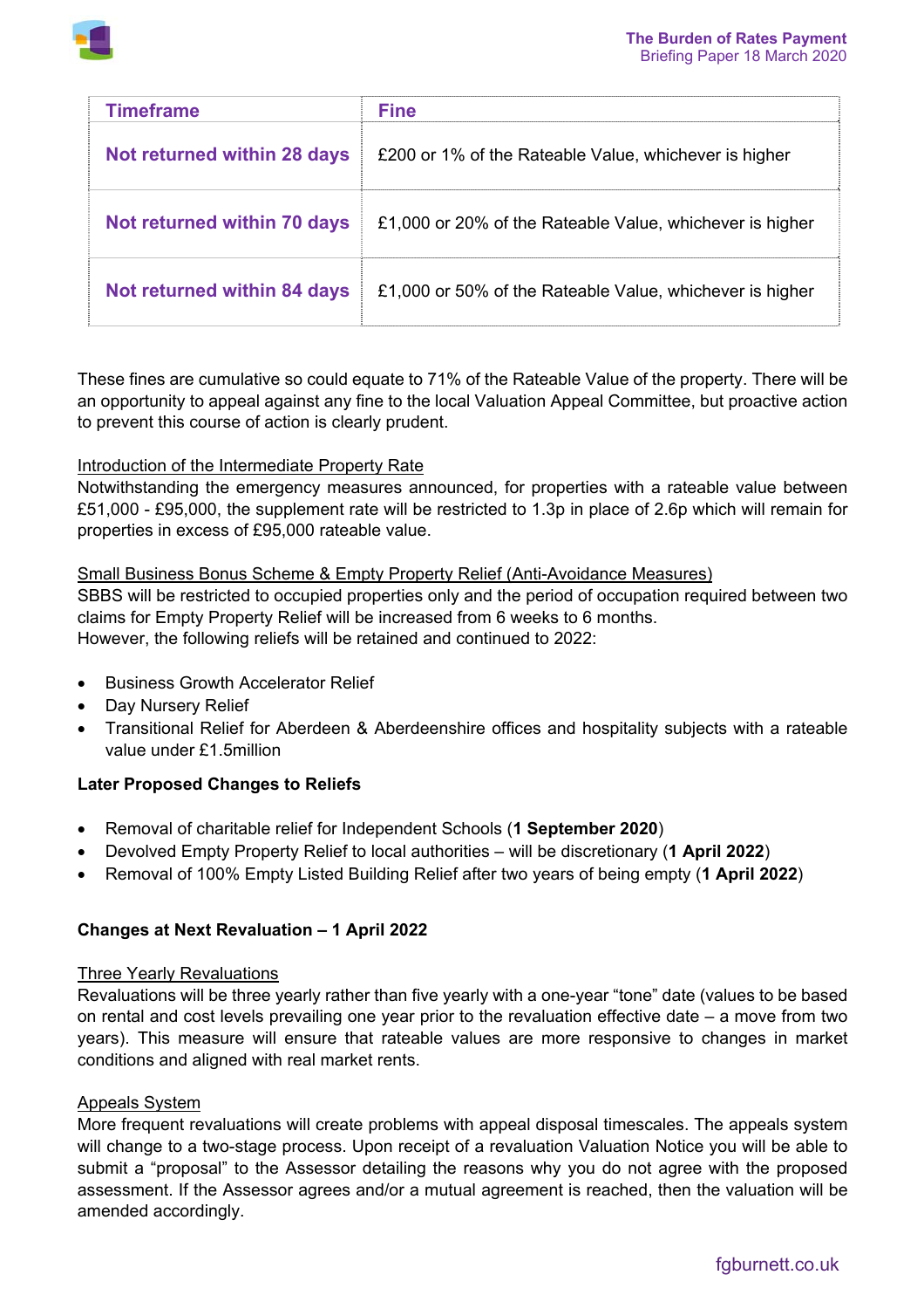| Timeframe | Fine |
|---|---|
| Not returned within 28 days | £200 or 1% of the Rateable Value, whichever is higher |
| Not returned within 70 days | £1,000 or 20% of the Rateable Value, whichever is higher |
| Not returned within 84 days | £1,000 or 50% of the Rateable Value, whichever is higher |

These fines are cumulative so could equate to 71% of the Rateable Value of the property. There will be an opportunity to appeal against any fine to the local Valuation Appeal Committee, but proactive action to prevent this course of action is clearly prudent.

Introduction of the Intermediate Property Rate

Notwithstanding the emergency measures announced, for properties with a rateable value between £51,000 - £95,000, the supplement rate will be restricted to 1.3p in place of 2.6p which will remain for properties in excess of £95,000 rateable value.

Small Business Bonus Scheme & Empty Property Relief (Anti-Avoidance Measures)

SBBS will be restricted to occupied properties only and the period of occupation required between two claims for Empty Property Relief will be increased from 6 weeks to 6 months.
However, the following reliefs will be retained and continued to 2022:

- Business Growth Accelerator Relief
- Day Nursery Relief
- Transitional Relief for Aberdeen & Aberdeenshire offices and hospitality subjects with a rateable value under £1.5million

**Later Proposed Changes to Reliefs**

- Removal of charitable relief for Independent Schools (**1 September 2020**)
- Devolved Empty Property Relief to local authorities – will be discretionary (**1 April 2022**)
- Removal of 100% Empty Listed Building Relief after two years of being empty (**1 April 2022**)

**Changes at Next Revaluation – 1 April 2022**

Three Yearly Revaluations

Revaluations will be three yearly rather than five yearly with a one-year "tone" date (values to be based on rental and cost levels prevailing one year prior to the revaluation effective date – a move from two years). This measure will ensure that rateable values are more responsive to changes in market conditions and aligned with real market rents.

Appeals System

More frequent revaluations will create problems with appeal disposal timescales. The appeals system will change to a two-stage process. Upon receipt of a revaluation Valuation Notice you will be able to submit a "proposal" to the Assessor detailing the reasons why you do not agree with the proposed assessment. If the Assessor agrees and/or a mutual agreement is reached, then the valuation will be amended accordingly.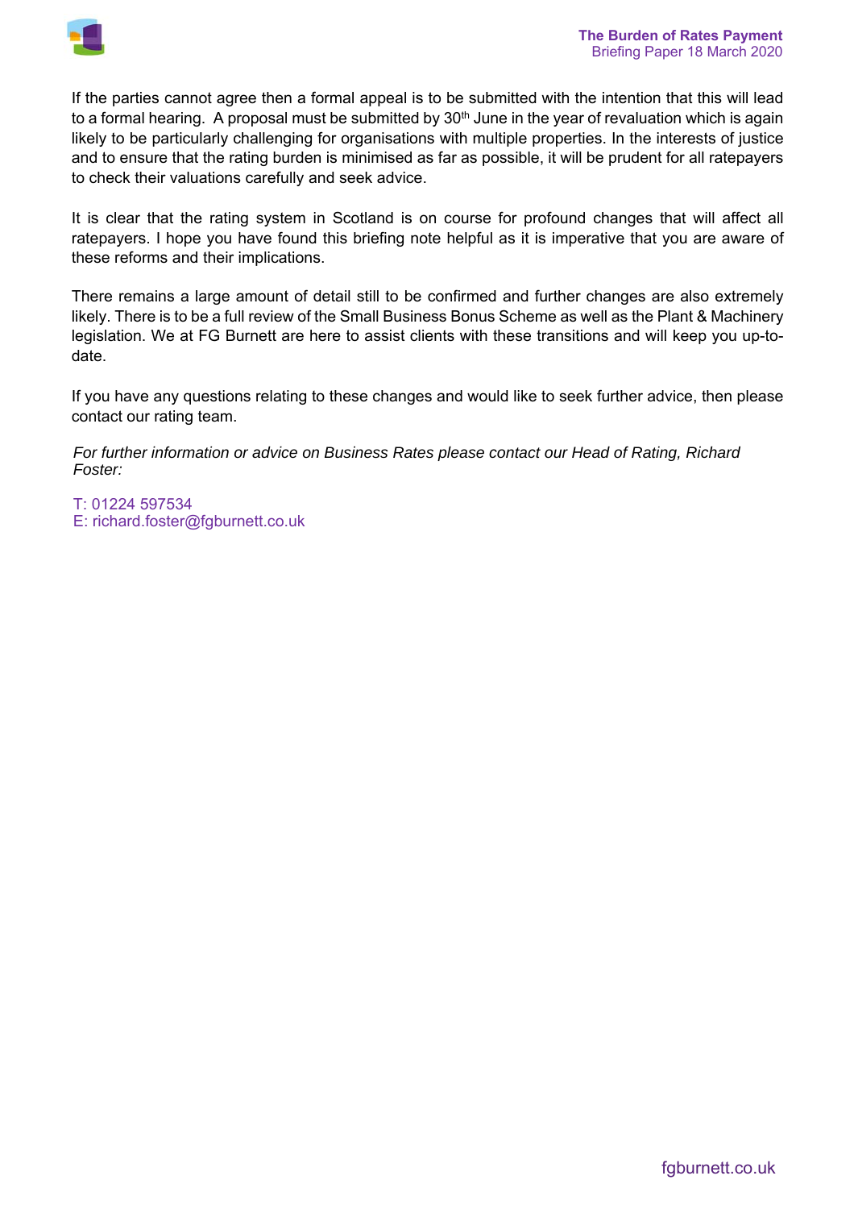If the parties cannot agree then a formal appeal is to be submitted with the intention that this will lead to a formal hearing. A proposal must be submitted by 30th June in the year of revaluation which is again likely to be particularly challenging for organisations with multiple properties. In the interests of justice and to ensure that the rating burden is minimised as far as possible, it will be prudent for all ratepayers to check their valuations carefully and seek advice.

It is clear that the rating system in Scotland is on course for profound changes that will affect all ratepayers. I hope you have found this briefing note helpful as it is imperative that you are aware of these reforms and their implications.

There remains a large amount of detail still to be confirmed and further changes are also extremely likely. There is to be a full review of the Small Business Bonus Scheme as well as the Plant & Machinery legislation. We at FG Burnett are here to assist clients with these transitions and will keep you up-to-date.

If you have any questions relating to these changes and would like to seek further advice, then please contact our rating team.

*For further information or advice on Business Rates please contact our Head of Rating, Richard Foster:*

T: 01224 597534
E: richard.foster@fgburnett.co.uk